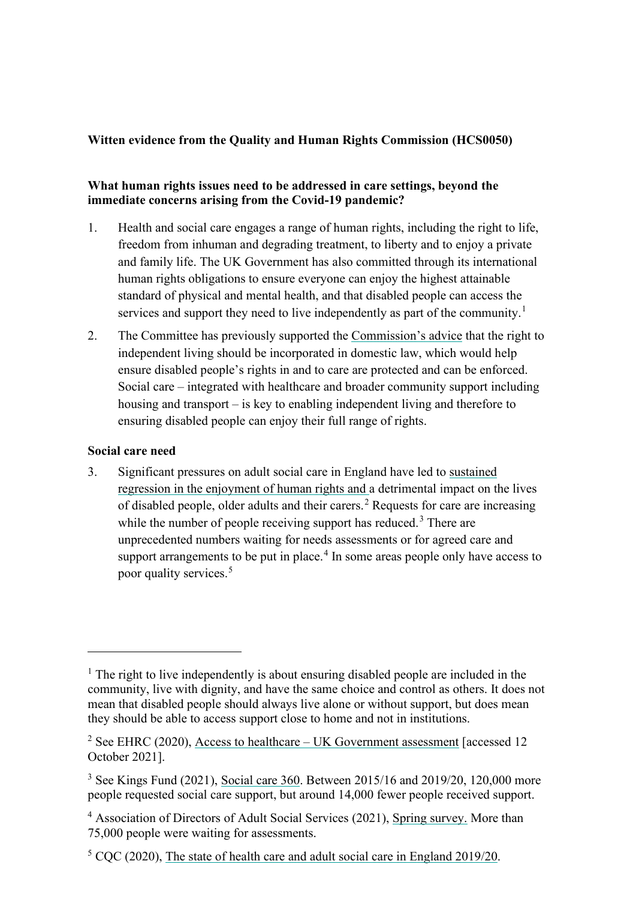**Witten evidence from the Quality and Human Rights Commission (HCS0050)**

**What human rights issues need to be addressed in care settings, beyond the immediate concerns arising from the Covid-19 pandemic?**

1. Health and social care engages a range of human rights, including the right to life, freedom from inhuman and degrading treatment, to liberty and to enjoy a private and family life. The UK Government has also committed through its international human rights obligations to ensure everyone can enjoy the highest attainable standard of physical and mental health, and that disabled people can access the services and support they need to live independently as part of the community.[1]

2. The Committee has previously supported the Commission's advice that the right to independent living should be incorporated in domestic law, which would help ensure disabled people's rights in and to care are protected and can be enforced. Social care – integrated with healthcare and broader community support including housing and transport – is key to enabling independent living and therefore to ensuring disabled people can enjoy their full range of rights.

**Social care need**

3. Significant pressures on adult social care in England have led to sustained regression in the enjoyment of human rights and a detrimental impact on the lives of disabled people, older adults and their carers.[2] Requests for care are increasing while the number of people receiving support has reduced.[3] There are unprecedented numbers waiting for needs assessments or for agreed care and support arrangements to be put in place.[4] In some areas people only have access to poor quality services.[5]

---

[1] The right to live independently is about ensuring disabled people are included in the community, live with dignity, and have the same choice and control as others. It does not mean that disabled people should always live alone or without support, but does mean they should be able to access support close to home and not in institutions.

[2] See EHRC (2020), Access to healthcare – UK Government assessment [accessed 12 October 2021].

[3] See Kings Fund (2021), Social care 360. Between 2015/16 and 2019/20, 120,000 more people requested social care support, but around 14,000 fewer people received support.

[4] Association of Directors of Adult Social Services (2021), Spring survey. More than 75,000 people were waiting for assessments.

[5] CQC (2020), The state of health care and adult social care in England 2019/20.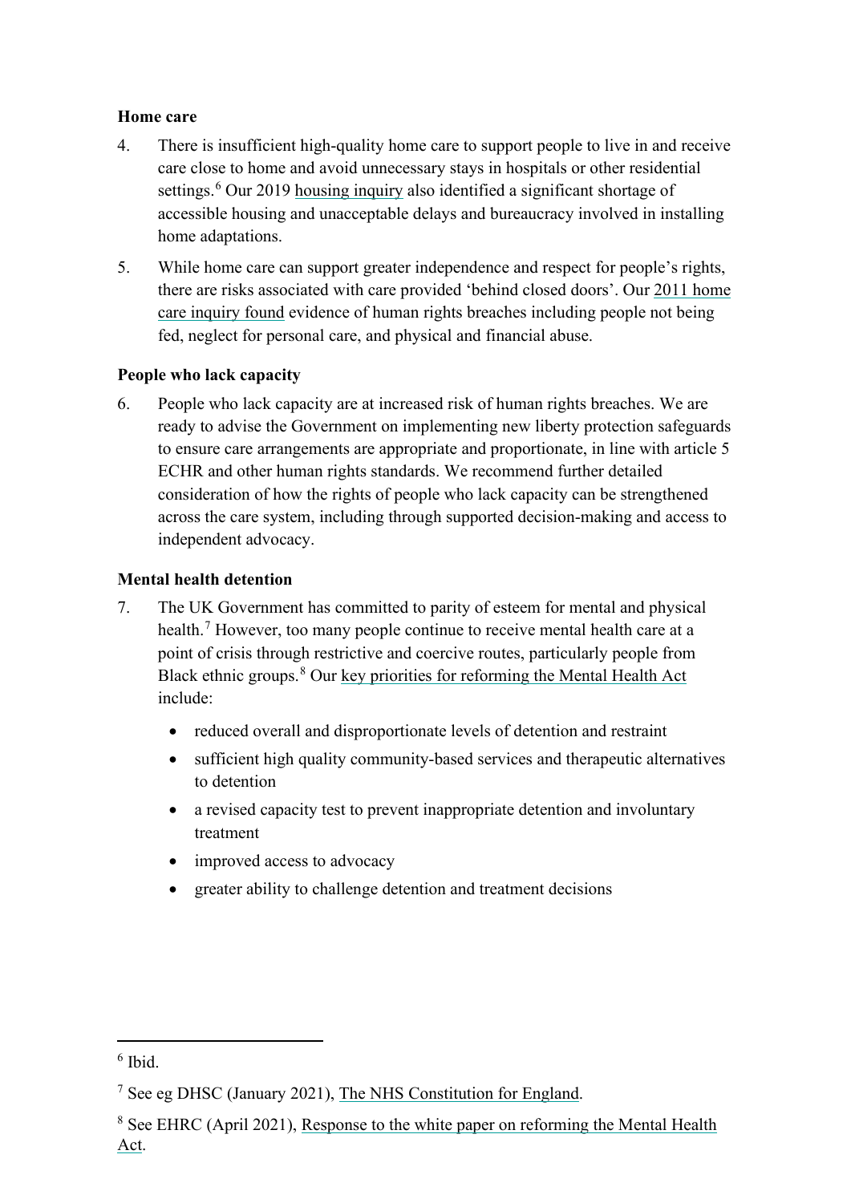**Home care**

4. There is insufficient high-quality home care to support people to live in and receive care close to home and avoid unnecessary stays in hospitals or other residential settings.[6] Our 2019 housing inquiry also identified a significant shortage of accessible housing and unacceptable delays and bureaucracy involved in installing home adaptations.

5. While home care can support greater independence and respect for people's rights, there are risks associated with care provided 'behind closed doors'. Our 2011 home care inquiry found evidence of human rights breaches including people not being fed, neglect for personal care, and physical and financial abuse.

**People who lack capacity**

6. People who lack capacity are at increased risk of human rights breaches. We are ready to advise the Government on implementing new liberty protection safeguards to ensure care arrangements are appropriate and proportionate, in line with article 5 ECHR and other human rights standards. We recommend further detailed consideration of how the rights of people who lack capacity can be strengthened across the care system, including through supported decision-making and access to independent advocacy.

**Mental health detention**

7. The UK Government has committed to parity of esteem for mental and physical health.[7] However, too many people continue to receive mental health care at a point of crisis through restrictive and coercive routes, particularly people from Black ethnic groups.[8] Our key priorities for reforming the Mental Health Act include:

   - reduced overall and disproportionate levels of detention and restraint
   - sufficient high quality community-based services and therapeutic alternatives to detention
   - a revised capacity test to prevent inappropriate detention and involuntary treatment
   - improved access to advocacy
   - greater ability to challenge detention and treatment decisions

---

[6] Ibid.

[7] See eg DHSC (January 2021), The NHS Constitution for England.

[8] See EHRC (April 2021), Response to the white paper on reforming the Mental Health Act.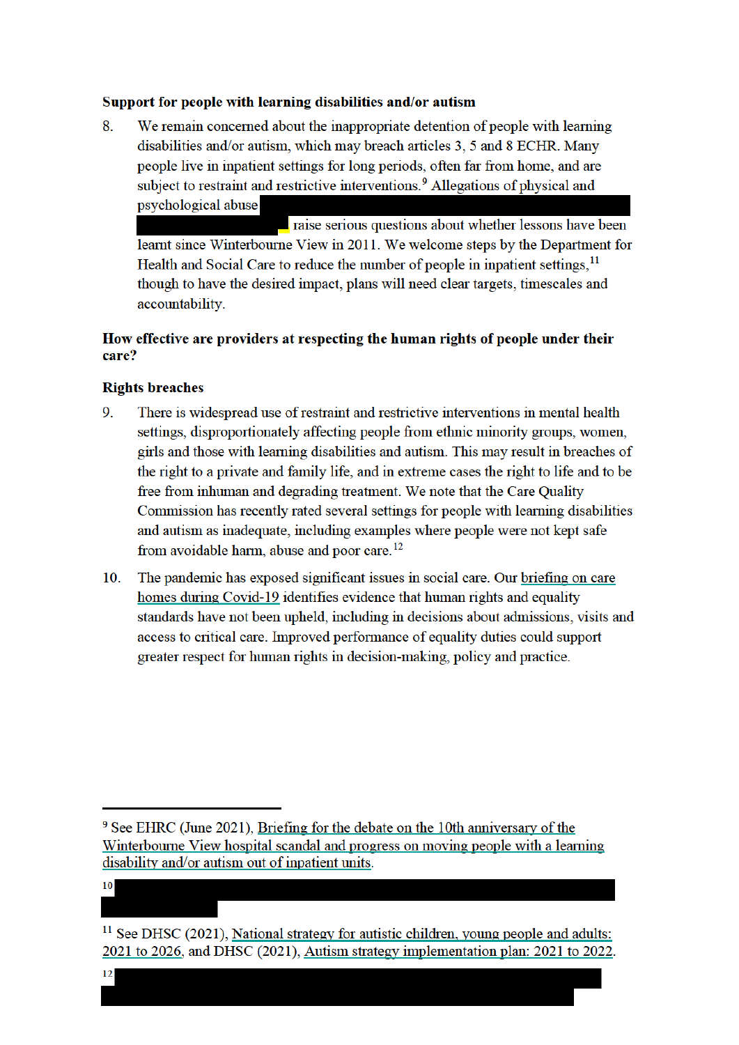**Support for people with learning disabilities and/or autism**

8. We remain concerned about the inappropriate detention of people with learning disabilities and/or autism, which may breach articles 3, 5 and 8 ECHR. Many people live in inpatient settings for long periods, often far from home, and are subject to restraint and restrictive interventions.[9] Allegations of physical and psychological abuse raise serious questions about whether lessons have been learnt since Winterbourne View in 2011. We welcome steps by the Department for Health and Social Care to reduce the number of people in inpatient settings,[11] though to have the desired impact, plans will need clear targets, timescales and accountability.

**How effective are providers at respecting the human rights of people under their care?**

**Rights breaches**

9. There is widespread use of restraint and restrictive interventions in mental health settings, disproportionately affecting people from ethnic minority groups, women, girls and those with learning disabilities and autism. This may result in breaches of the right to a private and family life, and in extreme cases the right to life and to be free from inhuman and degrading treatment. We note that the Care Quality Commission has recently rated several settings for people with learning disabilities and autism as inadequate, including examples where people were not kept safe from avoidable harm, abuse and poor care.[12]

10. The pandemic has exposed significant issues in social care. Our briefing on care homes during Covid-19 identifies evidence that human rights and equality standards have not been upheld, including in decisions about admissions, visits and access to critical care. Improved performance of equality duties could support greater respect for human rights in decision-making, policy and practice.

---

[9] See EHRC (June 2021), Briefing for the debate on the 10th anniversary of the Winterbourne View hospital scandal and progress on moving people with a learning disability and/or autism out of inpatient units.

[10]

[11] See DHSC (2021), National strategy for autistic children, young people and adults: 2021 to 2026, and DHSC (2021), Autism strategy implementation plan: 2021 to 2022.

[12]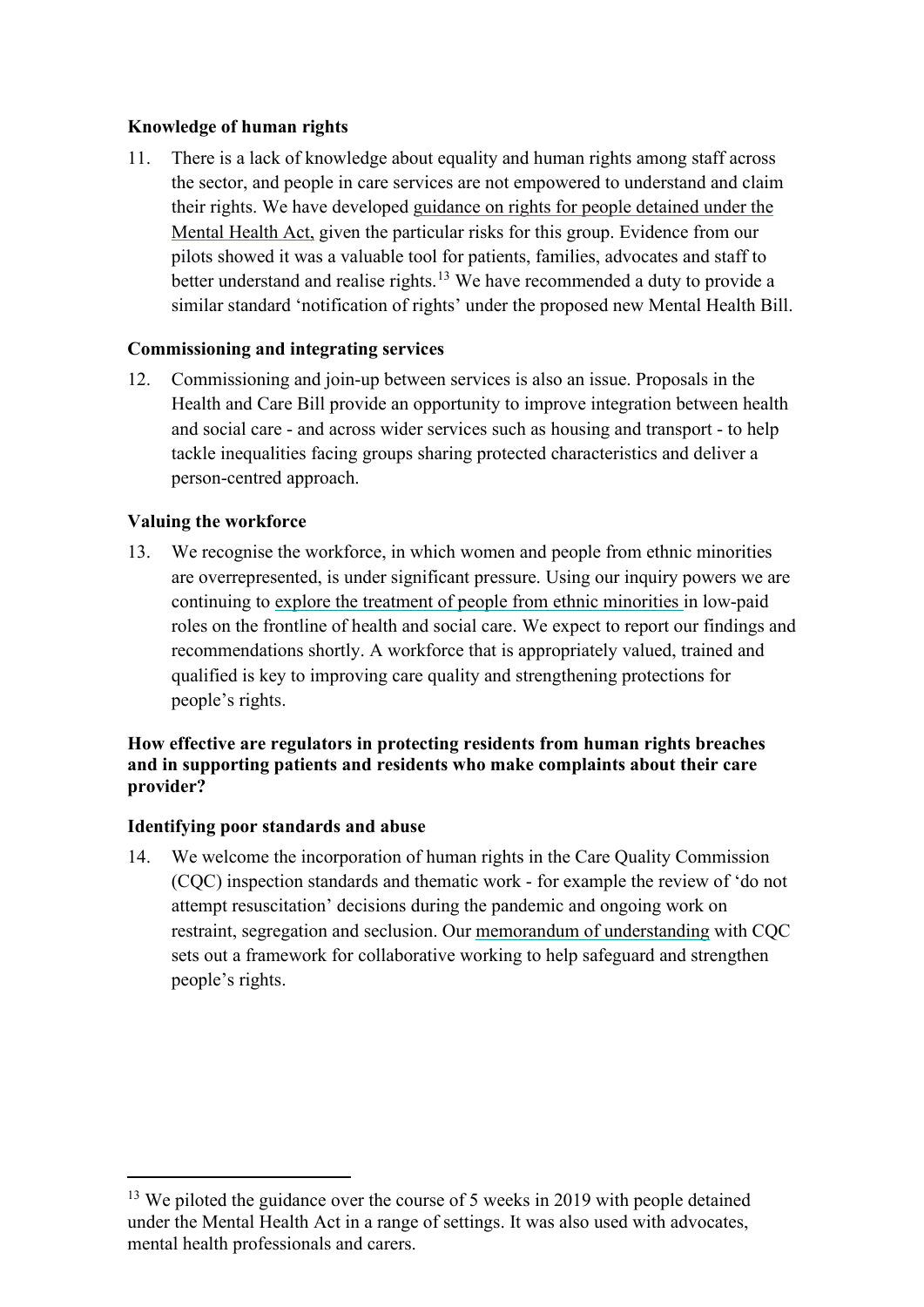**Knowledge of human rights**

11. There is a lack of knowledge about equality and human rights among staff across the sector, and people in care services are not empowered to understand and claim their rights. We have developed guidance on rights for people detained under the Mental Health Act, given the particular risks for this group. Evidence from our pilots showed it was a valuable tool for patients, families, advocates and staff to better understand and realise rights.[13] We have recommended a duty to provide a similar standard 'notification of rights' under the proposed new Mental Health Bill.

**Commissioning and integrating services**

12. Commissioning and join-up between services is also an issue. Proposals in the Health and Care Bill provide an opportunity to improve integration between health and social care - and across wider services such as housing and transport - to help tackle inequalities facing groups sharing protected characteristics and deliver a person-centred approach.

**Valuing the workforce**

13. We recognise the workforce, in which women and people from ethnic minorities are overrepresented, is under significant pressure. Using our inquiry powers we are continuing to explore the treatment of people from ethnic minorities in low-paid roles on the frontline of health and social care. We expect to report our findings and recommendations shortly. A workforce that is appropriately valued, trained and qualified is key to improving care quality and strengthening protections for people's rights.

**How effective are regulators in protecting residents from human rights breaches and in supporting patients and residents who make complaints about their care provider?**

**Identifying poor standards and abuse**

14. We welcome the incorporation of human rights in the Care Quality Commission (CQC) inspection standards and thematic work - for example the review of 'do not attempt resuscitation' decisions during the pandemic and ongoing work on restraint, segregation and seclusion. Our memorandum of understanding with CQC sets out a framework for collaborative working to help safeguard and strengthen people's rights.

---

[13] We piloted the guidance over the course of 5 weeks in 2019 with people detained under the Mental Health Act in a range of settings. It was also used with advocates, mental health professionals and carers.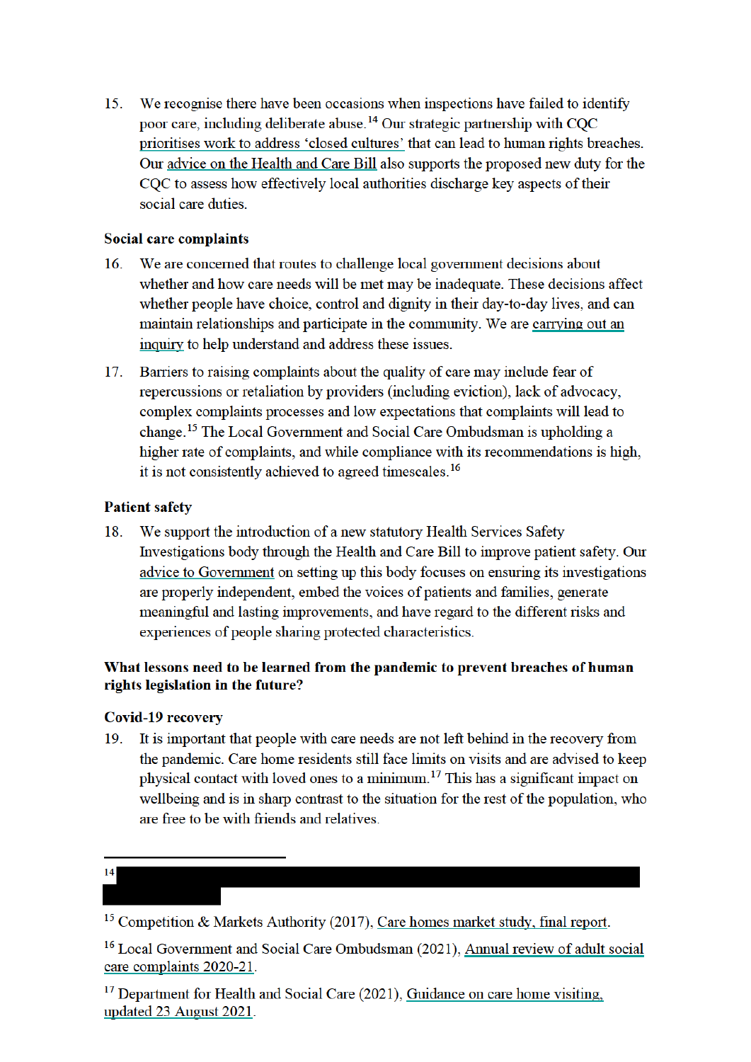15. We recognise there have been occasions when inspections have failed to identify poor care, including deliberate abuse.[14] Our strategic partnership with CQC prioritises work to address 'closed cultures' that can lead to human rights breaches. Our advice on the Health and Care Bill also supports the proposed new duty for the CQC to assess how effectively local authorities discharge key aspects of their social care duties.

**Social care complaints**

16. We are concerned that routes to challenge local government decisions about whether and how care needs will be met may be inadequate. These decisions affect whether people have choice, control and dignity in their day-to-day lives, and can maintain relationships and participate in the community. We are carrying out an inquiry to help understand and address these issues.

17. Barriers to raising complaints about the quality of care may include fear of repercussions or retaliation by providers (including eviction), lack of advocacy, complex complaints processes and low expectations that complaints will lead to change.[15] The Local Government and Social Care Ombudsman is upholding a higher rate of complaints, and while compliance with its recommendations is high, it is not consistently achieved to agreed timescales.[16]

**Patient safety**

18. We support the introduction of a new statutory Health Services Safety Investigations body through the Health and Care Bill to improve patient safety. Our advice to Government on setting up this body focuses on ensuring its investigations are properly independent, embed the voices of patients and families, generate meaningful and lasting improvements, and have regard to the different risks and experiences of people sharing protected characteristics.

**What lessons need to be learned from the pandemic to prevent breaches of human rights legislation in the future?**

**Covid-19 recovery**

19. It is important that people with care needs are not left behind in the recovery from the pandemic. Care home residents still face limits on visits and are advised to keep physical contact with loved ones to a minimum.[17] This has a significant impact on wellbeing and is in sharp contrast to the situation for the rest of the population, who are free to be with friends and relatives.

---

[14]

[15] Competition & Markets Authority (2017), Care homes market study, final report.

[16] Local Government and Social Care Ombudsman (2021), Annual review of adult social care complaints 2020-21.

[17] Department for Health and Social Care (2021), Guidance on care home visiting, updated 23 August 2021.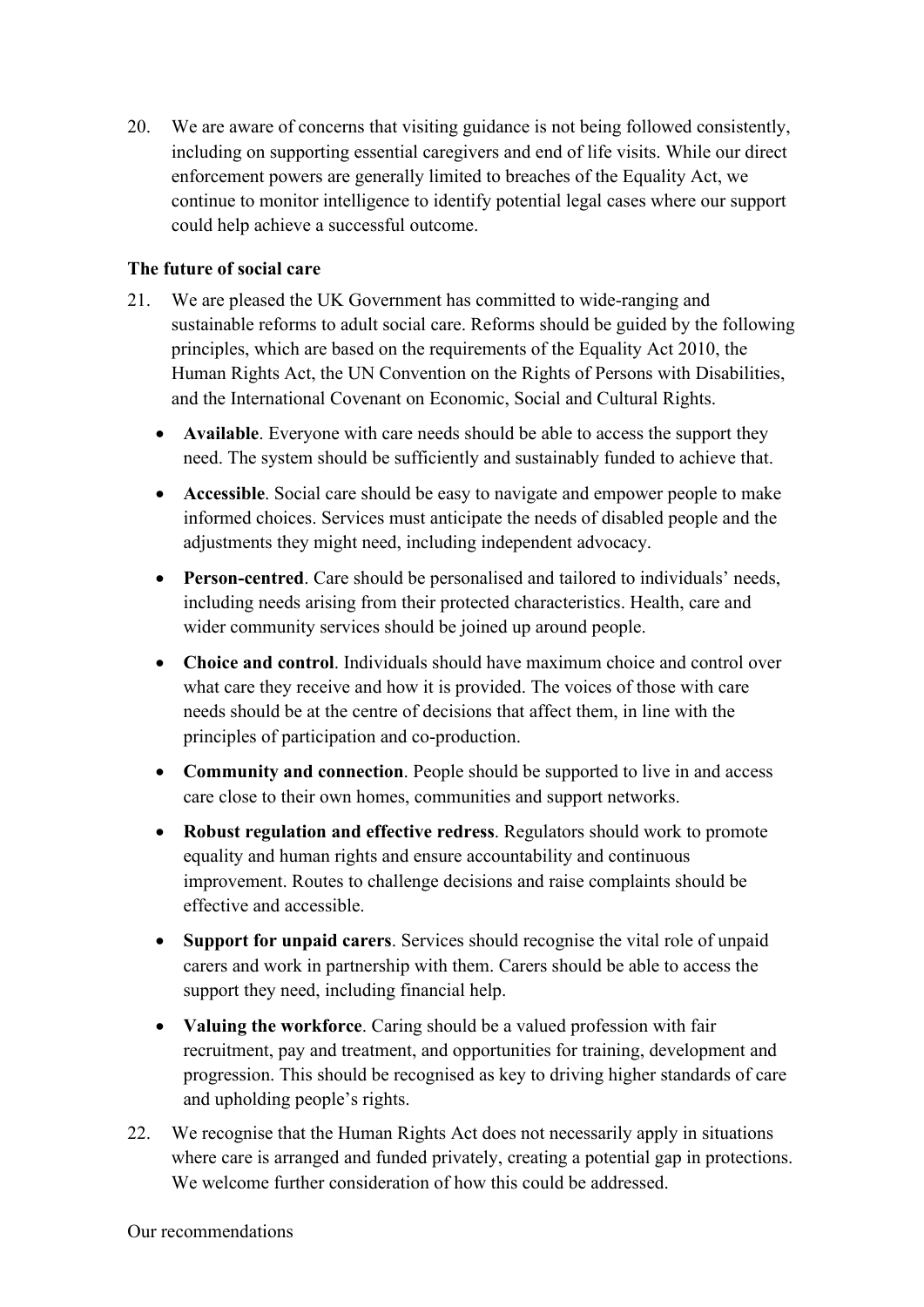20. We are aware of concerns that visiting guidance is not being followed consistently, including on supporting essential caregivers and end of life visits. While our direct enforcement powers are generally limited to breaches of the Equality Act, we continue to monitor intelligence to identify potential legal cases where our support could help achieve a successful outcome.

**The future of social care**

21. We are pleased the UK Government has committed to wide-ranging and sustainable reforms to adult social care. Reforms should be guided by the following principles, which are based on the requirements of the Equality Act 2010, the Human Rights Act, the UN Convention on the Rights of Persons with Disabilities, and the International Covenant on Economic, Social and Cultural Rights.

    - **Available**. Everyone with care needs should be able to access the support they need. The system should be sufficiently and sustainably funded to achieve that.
    - **Accessible**. Social care should be easy to navigate and empower people to make informed choices. Services must anticipate the needs of disabled people and the adjustments they might need, including independent advocacy.
    - **Person-centred**. Care should be personalised and tailored to individuals' needs, including needs arising from their protected characteristics. Health, care and wider community services should be joined up around people.
    - **Choice and control**. Individuals should have maximum choice and control over what care they receive and how it is provided. The voices of those with care needs should be at the centre of decisions that affect them, in line with the principles of participation and co-production.
    - **Community and connection**. People should be supported to live in and access care close to their own homes, communities and support networks.
    - **Robust regulation and effective redress**. Regulators should work to promote equality and human rights and ensure accountability and continuous improvement. Routes to challenge decisions and raise complaints should be effective and accessible.
    - **Support for unpaid carers**. Services should recognise the vital role of unpaid carers and work in partnership with them. Carers should be able to access the support they need, including financial help.
    - **Valuing the workforce**. Caring should be a valued profession with fair recruitment, pay and treatment, and opportunities for training, development and progression. This should be recognised as key to driving higher standards of care and upholding people's rights.

22. We recognise that the Human Rights Act does not necessarily apply in situations where care is arranged and funded privately, creating a potential gap in protections. We welcome further consideration of how this could be addressed.

Our recommendations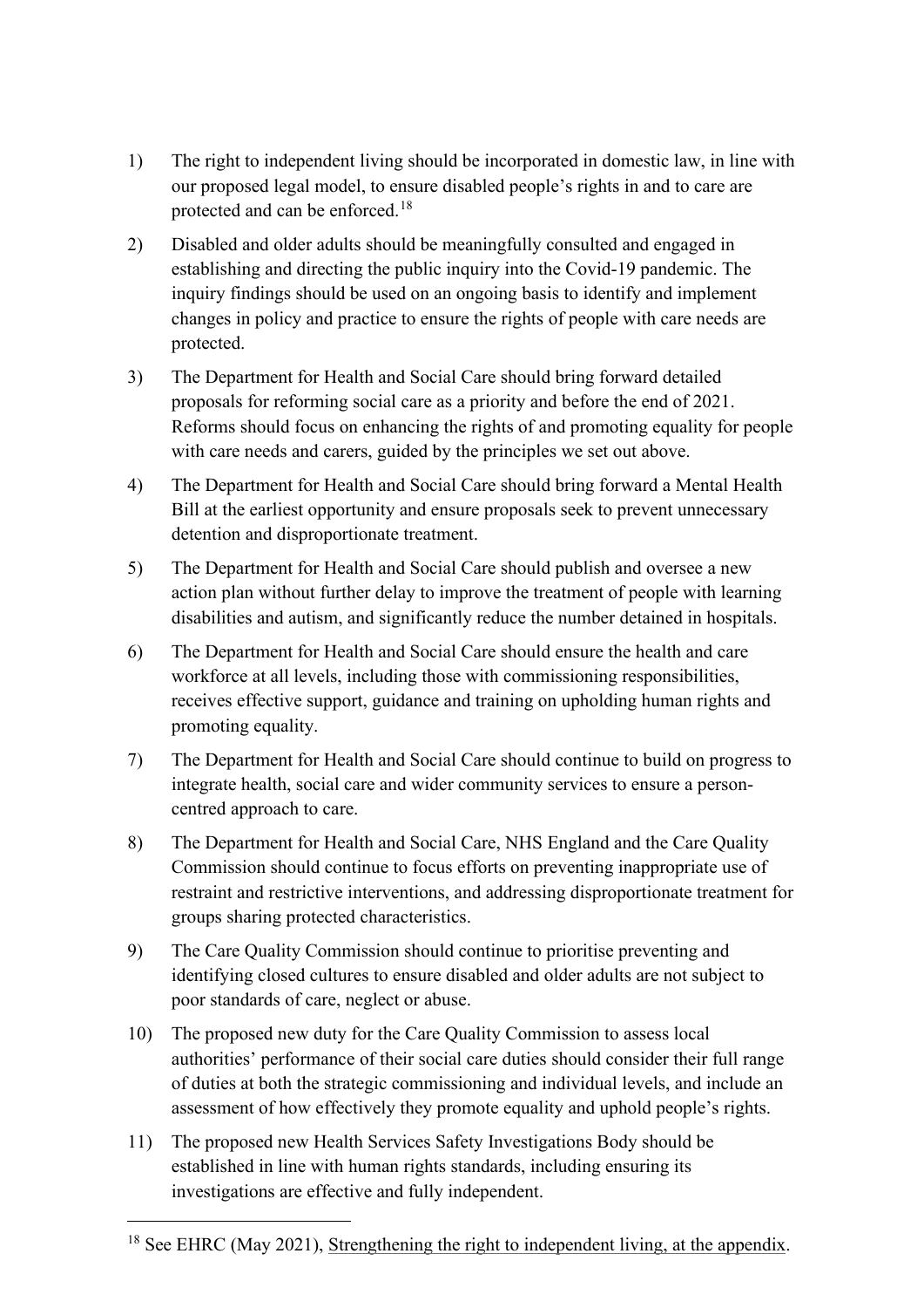1) The right to independent living should be incorporated in domestic law, in line with our proposed legal model, to ensure disabled people's rights in and to care are protected and can be enforced.[18]

2) Disabled and older adults should be meaningfully consulted and engaged in establishing and directing the public inquiry into the Covid-19 pandemic. The inquiry findings should be used on an ongoing basis to identify and implement changes in policy and practice to ensure the rights of people with care needs are protected.

3) The Department for Health and Social Care should bring forward detailed proposals for reforming social care as a priority and before the end of 2021. Reforms should focus on enhancing the rights of and promoting equality for people with care needs and carers, guided by the principles we set out above.

4) The Department for Health and Social Care should bring forward a Mental Health Bill at the earliest opportunity and ensure proposals seek to prevent unnecessary detention and disproportionate treatment.

5) The Department for Health and Social Care should publish and oversee a new action plan without further delay to improve the treatment of people with learning disabilities and autism, and significantly reduce the number detained in hospitals.

6) The Department for Health and Social Care should ensure the health and care workforce at all levels, including those with commissioning responsibilities, receives effective support, guidance and training on upholding human rights and promoting equality.

7) The Department for Health and Social Care should continue to build on progress to integrate health, social care and wider community services to ensure a person-centred approach to care.

8) The Department for Health and Social Care, NHS England and the Care Quality Commission should continue to focus efforts on preventing inappropriate use of restraint and restrictive interventions, and addressing disproportionate treatment for groups sharing protected characteristics.

9) The Care Quality Commission should continue to prioritise preventing and identifying closed cultures to ensure disabled and older adults are not subject to poor standards of care, neglect or abuse.

10) The proposed new duty for the Care Quality Commission to assess local authorities' performance of their social care duties should consider their full range of duties at both the strategic commissioning and individual levels, and include an assessment of how effectively they promote equality and uphold people's rights.

11) The proposed new Health Services Safety Investigations Body should be established in line with human rights standards, including ensuring its investigations are effective and fully independent.

---

[18] See EHRC (May 2021), Strengthening the right to independent living, at the appendix.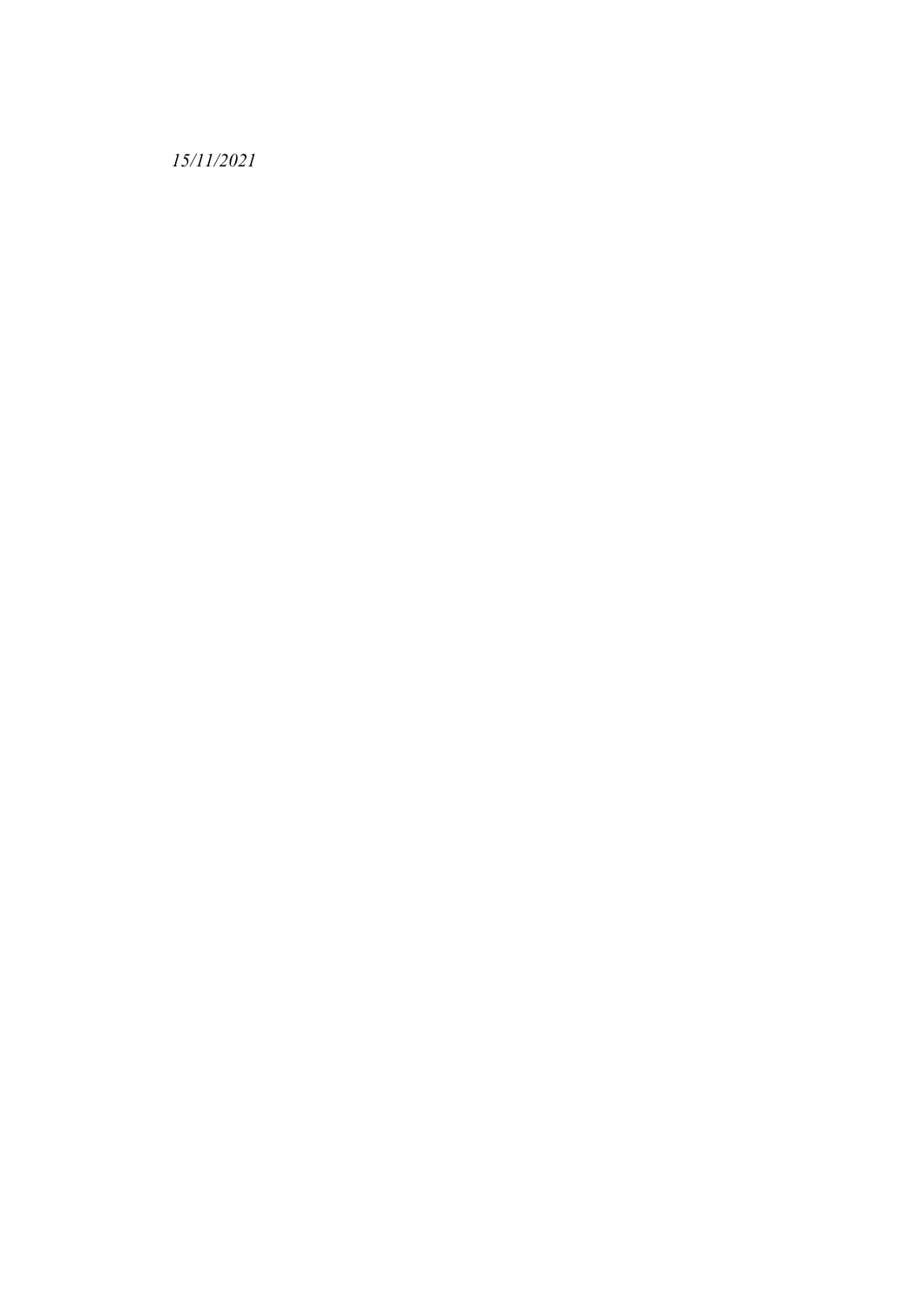*15/11/2021*